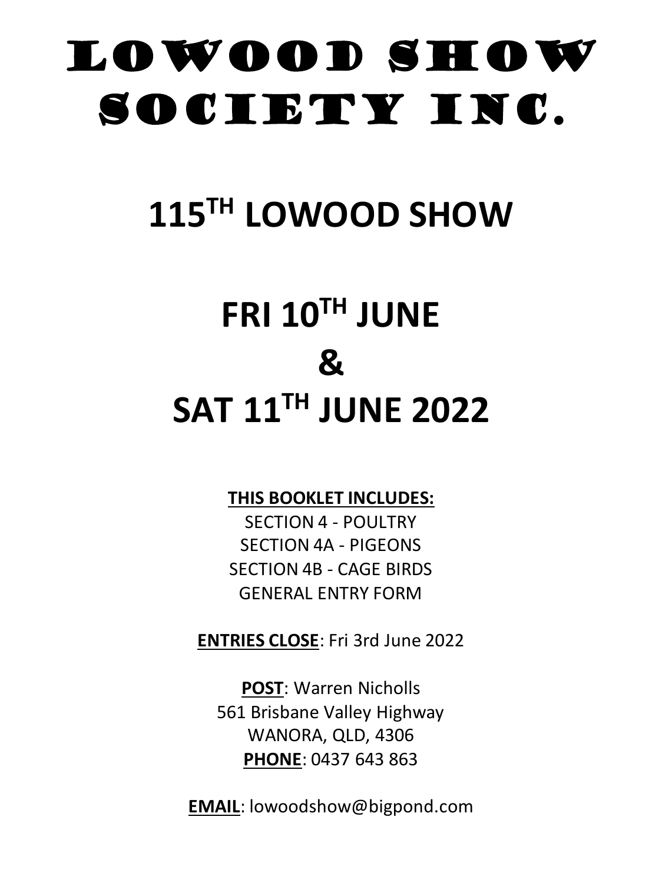# LOWOOD SHOW SOCIETY INC.

# 115TH LOWOOD SHOW

# FRI 10TH JUNE & SAT 11TH JUNE 2022

**THIS BOOKLET INCLUDES:**

SECTION 4 - POULTRY
SECTION 4A - PIGEONS
SECTION 4B - CAGE BIRDS
GENERAL ENTRY FORM

**ENTRIES CLOSE**: Fri 3rd June 2022

**POST**: Warren Nicholls
561 Brisbane Valley Highway
WANORA, QLD, 4306

**PHONE**: 0437 643 863

**EMAIL**: lowoodshow@bigpond.com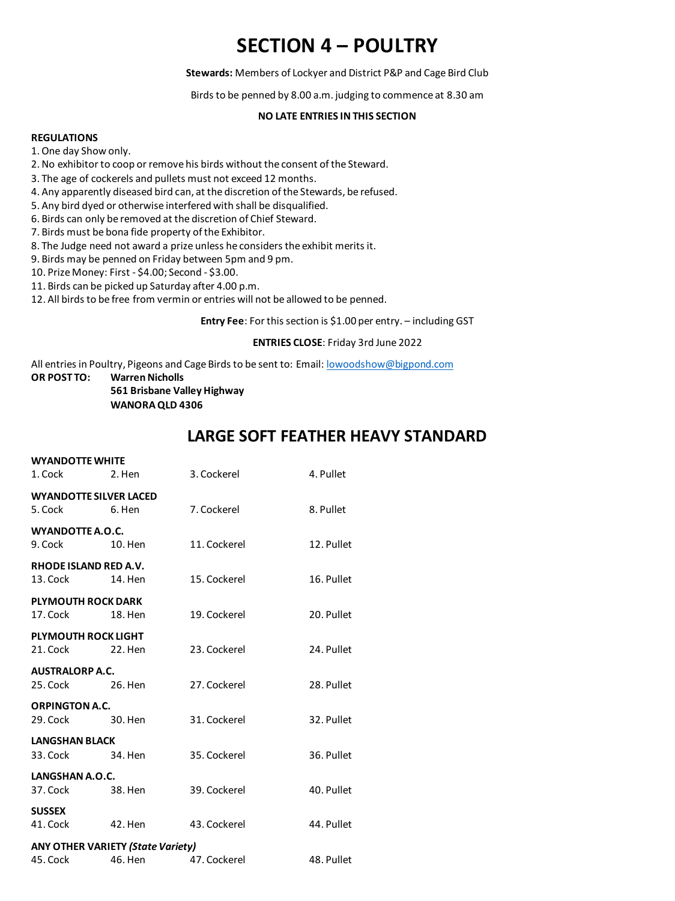# SECTION 4 – POULTRY

**Stewards:** Members of Lockyer and District P&P and Cage Bird Club

Birds to be penned by 8.00 a.m. judging to commence at 8.30 am

**NO LATE ENTRIES IN THIS SECTION**

**REGULATIONS**

1. One day Show only.
2. No exhibitor to coop or remove his birds without the consent of the Steward.
3. The age of cockerels and pullets must not exceed 12 months.
4. Any apparently diseased bird can, at the discretion of the Stewards, be refused.
5. Any bird dyed or otherwise interfered with shall be disqualified.
6. Birds can only be removed at the discretion of Chief Steward.
7. Birds must be bona fide property of the Exhibitor.
8. The Judge need not award a prize unless he considers the exhibit merits it.
9. Birds may be penned on Friday between 5pm and 9 pm.
10. Prize Money: First - $4.00; Second - $3.00.
11. Birds can be picked up Saturday after 4.00 p.m.
12. All birds to be free from vermin or entries will not be allowed to be penned.

**Entry Fee**: For this section is $1.00 per entry. – including GST

**ENTRIES CLOSE**: Friday 3rd June 2022

All entries in Poultry, Pigeons and Cage Birds to be sent to: Email: lowoodshow@bigpond.com

**OR POST TO:** **Warren Nicholls**
**561 Brisbane Valley Highway**
**WANORA QLD 4306**

## LARGE SOFT FEATHER HEAVY STANDARD

**WYANDOTTE WHITE**
1. Cock 2. Hen 3. Cockerel 4. Pullet

**WYANDOTTE SILVER LACED**
5. Cock 6. Hen 7. Cockerel 8. Pullet

**WYANDOTTE A.O.C.**
9. Cock 10. Hen 11. Cockerel 12. Pullet

**RHODE ISLAND RED A.V.**
13. Cock 14. Hen 15. Cockerel 16. Pullet

**PLYMOUTH ROCK DARK**
17. Cock 18. Hen 19. Cockerel 20. Pullet

**PLYMOUTH ROCK LIGHT**
21. Cock 22. Hen 23. Cockerel 24. Pullet

**AUSTRALORP A.C.**
25. Cock 26. Hen 27. Cockerel 28. Pullet

**ORPINGTON A.C.**
29. Cock 30. Hen 31. Cockerel 32. Pullet

**LANGSHAN BLACK**
33. Cock 34. Hen 35. Cockerel 36. Pullet

**LANGSHAN A.O.C.**
37. Cock 38. Hen 39. Cockerel 40. Pullet

**SUSSEX**
41. Cock 42. Hen 43. Cockerel 44. Pullet

**ANY OTHER VARIETY *(State Variety)***
45. Cock 46. Hen 47. Cockerel 48. Pullet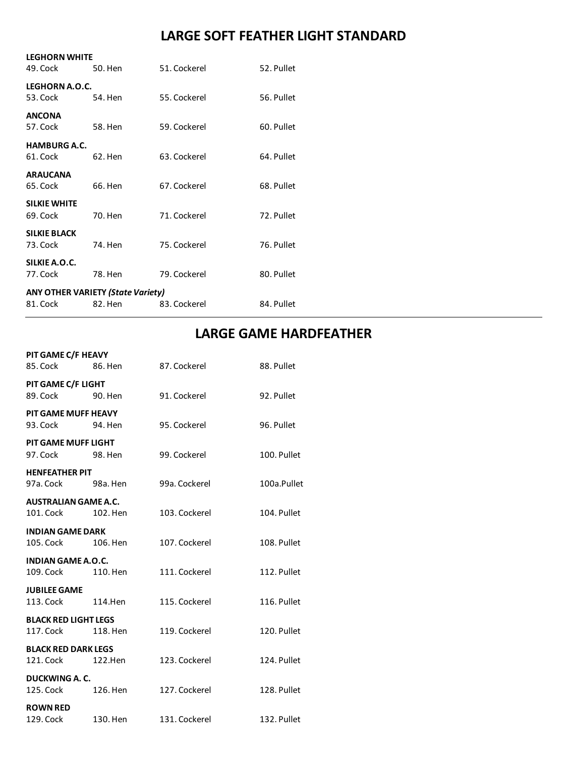## LARGE SOFT FEATHER LIGHT STANDARD

**LEGHORN WHITE**
49. Cock 50. Hen 51. Cockerel 52. Pullet

**LEGHORN A.O.C.**
53. Cock 54. Hen 55. Cockerel 56. Pullet

**ANCONA**
57. Cock 58. Hen 59. Cockerel 60. Pullet

**HAMBURG A.C.**
61. Cock 62. Hen 63. Cockerel 64. Pullet

**ARAUCANA**
65. Cock 66. Hen 67. Cockerel 68. Pullet

**SILKIE WHITE**
69. Cock 70. Hen 71. Cockerel 72. Pullet

**SILKIE BLACK**
73. Cock 74. Hen 75. Cockerel 76. Pullet

**SILKIE A.O.C.**
77. Cock 78. Hen 79. Cockerel 80. Pullet

**ANY OTHER VARIETY *(State Variety)***
81. Cock 82. Hen 83. Cockerel 84. Pullet

---

## LARGE GAME HARDFEATHER

**PIT GAME C/F HEAVY**
85. Cock 86. Hen 87. Cockerel 88. Pullet

**PIT GAME C/F LIGHT**
89. Cock 90. Hen 91. Cockerel 92. Pullet

**PIT GAME MUFF HEAVY**
93. Cock 94. Hen 95. Cockerel 96. Pullet

**PIT GAME MUFF LIGHT**
97. Cock 98. Hen 99. Cockerel 100. Pullet

**HENFEATHER PIT**
97a. Cock 98a. Hen 99a. Cockerel 100a.Pullet

**AUSTRALIAN GAME A.C.**
101. Cock 102. Hen 103. Cockerel 104. Pullet

**INDIAN GAME DARK**
105. Cock 106. Hen 107. Cockerel 108. Pullet

**INDIAN GAME A.O.C.**
109. Cock 110. Hen 111. Cockerel 112. Pullet

**JUBILEE GAME**
113. Cock 114.Hen 115. Cockerel 116. Pullet

**BLACK RED LIGHT LEGS**
117. Cock 118. Hen 119. Cockerel 120. Pullet

**BLACK RED DARK LEGS**
121. Cock 122.Hen 123. Cockerel 124. Pullet

**DUCKWING A. C.**
125. Cock 126. Hen 127. Cockerel 128. Pullet

**ROWN RED**
129. Cock 130. Hen 131. Cockerel 132. Pullet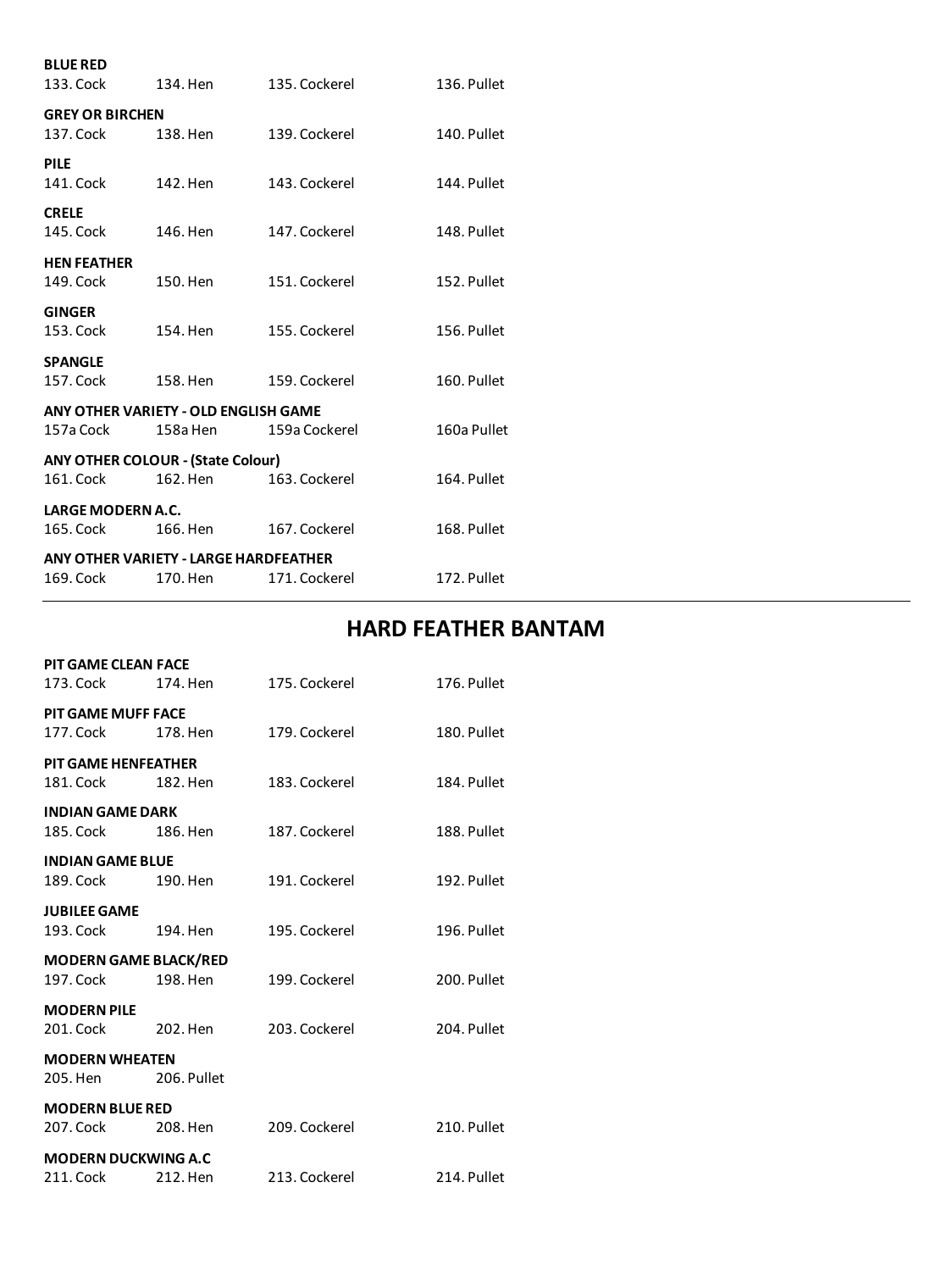**BLUE RED**
133. Cock 134. Hen 135. Cockerel 136. Pullet

**GREY OR BIRCHEN**
137. Cock 138. Hen 139. Cockerel 140. Pullet

**PILE**
141. Cock 142. Hen 143. Cockerel 144. Pullet

**CRELE**
145. Cock 146. Hen 147. Cockerel 148. Pullet

**HEN FEATHER**
149. Cock 150. Hen 151. Cockerel 152. Pullet

**GINGER**
153. Cock 154. Hen 155. Cockerel 156. Pullet

**SPANGLE**
157. Cock 158. Hen 159. Cockerel 160. Pullet

**ANY OTHER VARIETY - OLD ENGLISH GAME**
157a Cock 158a Hen 159a Cockerel 160a Pullet

**ANY OTHER COLOUR - (State Colour)**
161. Cock 162. Hen 163. Cockerel 164. Pullet

**LARGE MODERN A.C.**
165. Cock 166. Hen 167. Cockerel 168. Pullet

**ANY OTHER VARIETY - LARGE HARDFEATHER**
169. Cock 170. Hen 171. Cockerel 172. Pullet

## HARD FEATHER BANTAM

**PIT GAME CLEAN FACE**
173. Cock 174. Hen 175. Cockerel 176. Pullet

**PIT GAME MUFF FACE**
177. Cock 178. Hen 179. Cockerel 180. Pullet

**PIT GAME HENFEATHER**
181. Cock 182. Hen 183. Cockerel 184. Pullet

**INDIAN GAME DARK**
185. Cock 186. Hen 187. Cockerel 188. Pullet

**INDIAN GAME BLUE**
189. Cock 190. Hen 191. Cockerel 192. Pullet

**JUBILEE GAME**
193. Cock 194. Hen 195. Cockerel 196. Pullet

**MODERN GAME BLACK/RED**
197. Cock 198. Hen 199. Cockerel 200. Pullet

**MODERN PILE**
201. Cock 202. Hen 203. Cockerel 204. Pullet

**MODERN WHEATEN**
205. Hen 206. Pullet

**MODERN BLUE RED**
207. Cock 208. Hen 209. Cockerel 210. Pullet

**MODERN DUCKWING A.C**
211. Cock 212. Hen 213. Cockerel 214. Pullet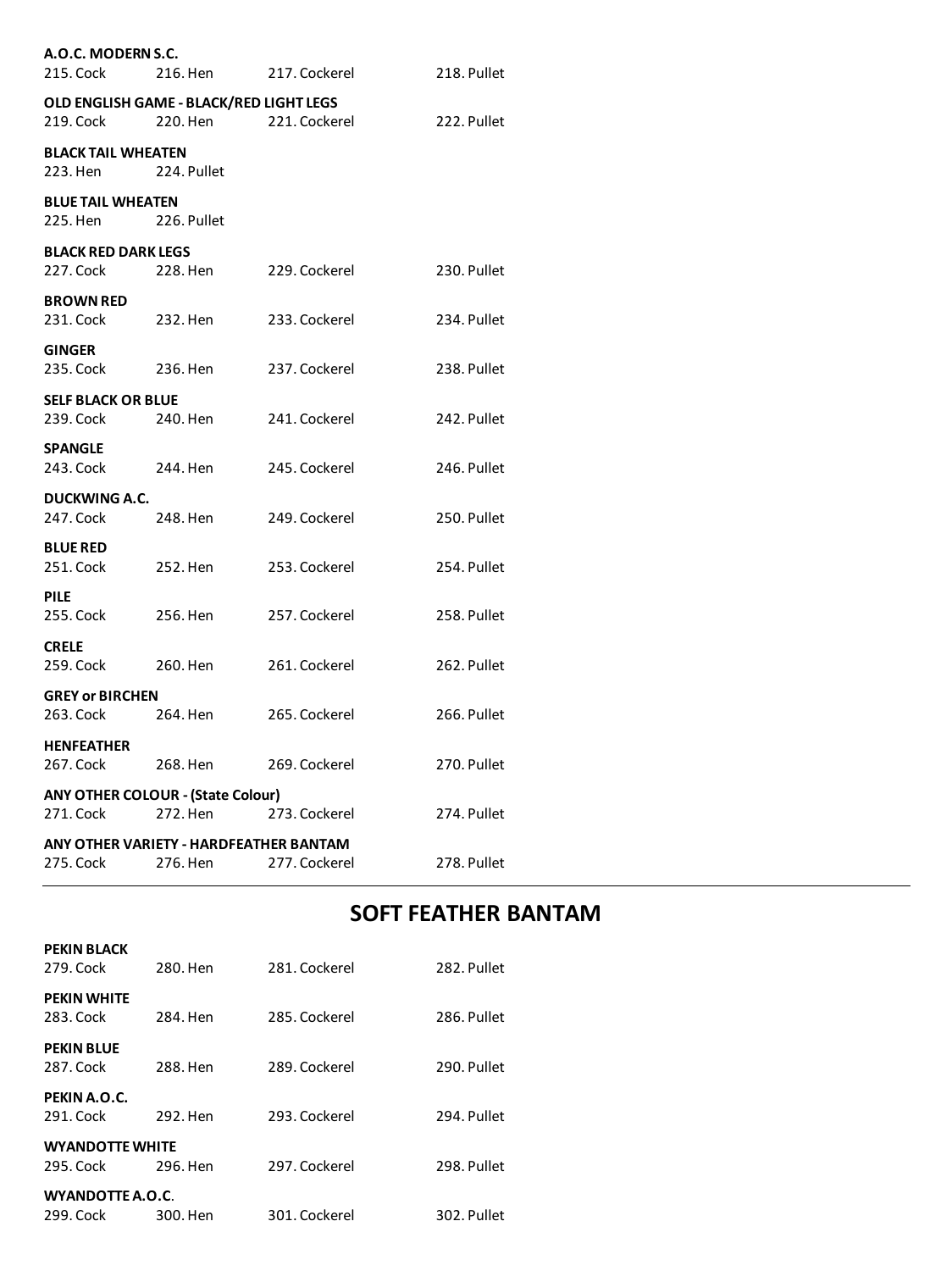**A.O.C. MODERN S.C.**
215. Cock 216. Hen 217. Cockerel 218. Pullet

**OLD ENGLISH GAME - BLACK/RED LIGHT LEGS**
219. Cock 220. Hen 221. Cockerel 222. Pullet

**BLACK TAIL WHEATEN**
223. Hen 224. Pullet

**BLUE TAIL WHEATEN**
225. Hen 226. Pullet

**BLACK RED DARK LEGS**
227. Cock 228. Hen 229. Cockerel 230. Pullet

**BROWN RED**
231. Cock 232. Hen 233. Cockerel 234. Pullet

**GINGER**
235. Cock 236. Hen 237. Cockerel 238. Pullet

**SELF BLACK OR BLUE**
239. Cock 240. Hen 241. Cockerel 242. Pullet

**SPANGLE**
243. Cock 244. Hen 245. Cockerel 246. Pullet

**DUCKWING A.C.**
247. Cock 248. Hen 249. Cockerel 250. Pullet

**BLUE RED**
251. Cock 252. Hen 253. Cockerel 254. Pullet

**PILE**
255. Cock 256. Hen 257. Cockerel 258. Pullet

**CRELE**
259. Cock 260. Hen 261. Cockerel 262. Pullet

**GREY or BIRCHEN**
263. Cock 264. Hen 265. Cockerel 266. Pullet

**HENFEATHER**
267. Cock 268. Hen 269. Cockerel 270. Pullet

**ANY OTHER COLOUR - (State Colour)**
271. Cock 272. Hen 273. Cockerel 274. Pullet

**ANY OTHER VARIETY - HARDFEATHER BANTAM**
275. Cock 276. Hen 277. Cockerel 278. Pullet

## SOFT FEATHER BANTAM

**PEKIN BLACK**
279. Cock 280. Hen 281. Cockerel 282. Pullet

**PEKIN WHITE**
283. Cock 284. Hen 285. Cockerel 286. Pullet

**PEKIN BLUE**
287. Cock 288. Hen 289. Cockerel 290. Pullet

**PEKIN A.O.C.**
291. Cock 292. Hen 293. Cockerel 294. Pullet

**WYANDOTTE WHITE**
295. Cock 296. Hen 297. Cockerel 298. Pullet

**WYANDOTTE A.O.C.**
299. Cock 300. Hen 301. Cockerel 302. Pullet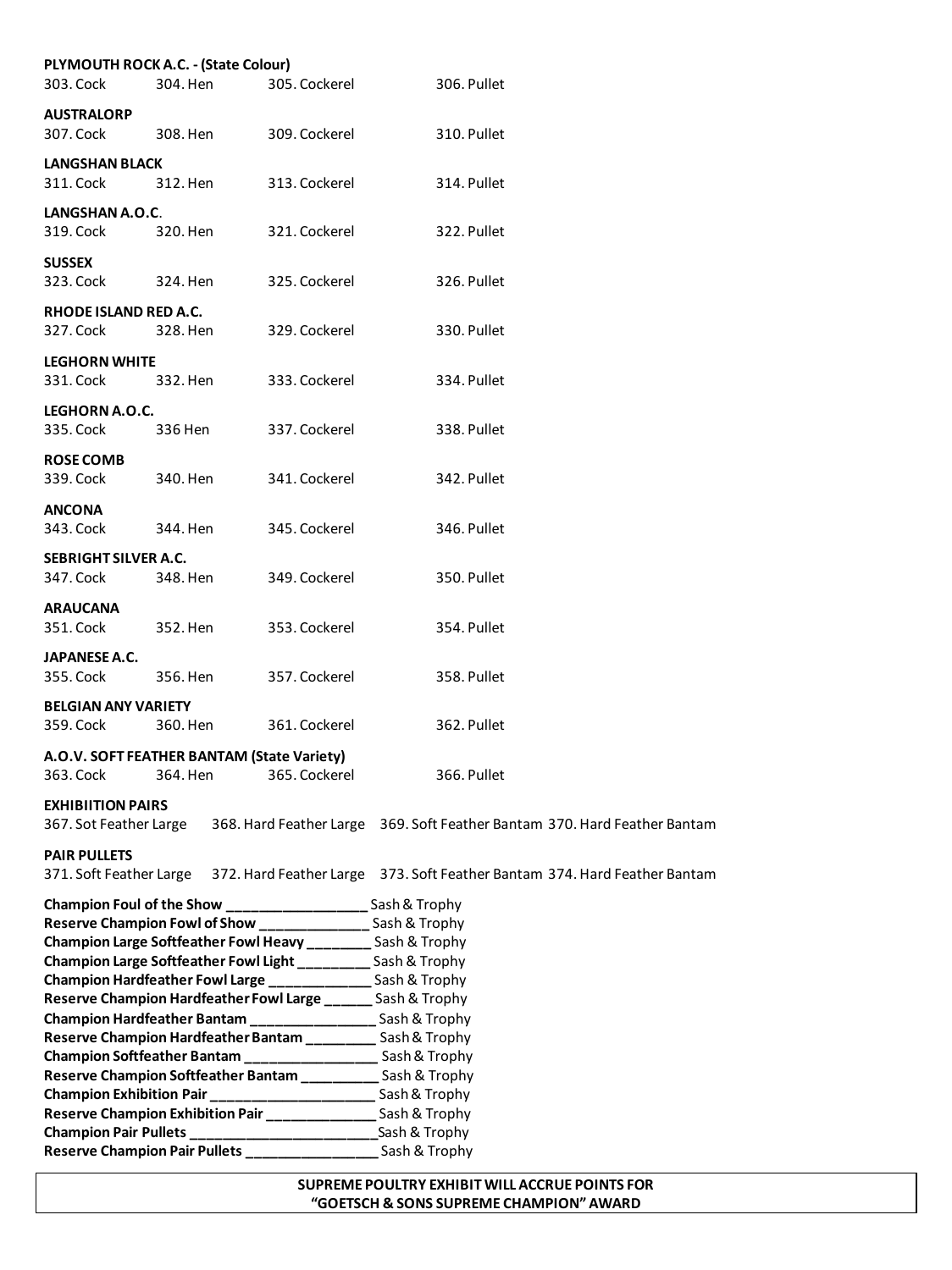**PLYMOUTH ROCK A.C. - (State Colour)**
303. Cock 304. Hen 305. Cockerel 306. Pullet

**AUSTRALORP**
307. Cock 308. Hen 309. Cockerel 310. Pullet

**LANGSHAN BLACK**
311. Cock 312. Hen 313. Cockerel 314. Pullet

**LANGSHAN A.O.C.**
319. Cock 320. Hen 321. Cockerel 322. Pullet

**SUSSEX**
323. Cock 324. Hen 325. Cockerel 326. Pullet

**RHODE ISLAND RED A.C.**
327. Cock 328. Hen 329. Cockerel 330. Pullet

**LEGHORN WHITE**
331. Cock 332. Hen 333. Cockerel 334. Pullet

**LEGHORN A.O.C.**
335. Cock 336 Hen 337. Cockerel 338. Pullet

**ROSE COMB**
339. Cock 340. Hen 341. Cockerel 342. Pullet

**ANCONA**
343. Cock 344. Hen 345. Cockerel 346. Pullet

**SEBRIGHT SILVER A.C.**
347. Cock 348. Hen 349. Cockerel 350. Pullet

**ARAUCANA**
351. Cock 352. Hen 353. Cockerel 354. Pullet

**JAPANESE A.C.**
355. Cock 356. Hen 357. Cockerel 358. Pullet

**BELGIAN ANY VARIETY**
359. Cock 360. Hen 361. Cockerel 362. Pullet

**A.O.V. SOFT FEATHER BANTAM (State Variety)**
363. Cock 364. Hen 365. Cockerel 366. Pullet

**EXHIBIITION PAIRS**
367. Sot Feather Large 368. Hard Feather Large 369. Soft Feather Bantam 370. Hard Feather Bantam

**PAIR PULLETS**
371. Soft Feather Large 372. Hard Feather Large 373. Soft Feather Bantam 374. Hard Feather Bantam

**Champion Foul of the Show** ___________________ Sash & Trophy
**Reserve Champion Fowl of Show** _______________ Sash & Trophy
**Champion Large Softfeather Fowl Heavy** _________ Sash & Trophy
**Champion Large Softfeather Fowl Light** __________ Sash & Trophy
**Champion Hardfeather Fowl Large** ______________ Sash & Trophy
**Reserve Champion Hardfeather Fowl Large** _______ Sash & Trophy
**Champion Hardfeather Bantam** _________________ Sash & Trophy
**Reserve Champion Hardfeather Bantam** __________ Sash & Trophy
**Champion Softfeather Bantam** __________________ Sash & Trophy
**Reserve Champion Softfeather Bantam** ___________ Sash & Trophy
**Champion Exhibition Pair** ______________________ Sash & Trophy
**Reserve Champion Exhibition Pair** _______________ Sash & Trophy
**Champion Pair Pullets** _________________________ Sash & Trophy
**Reserve Champion Pair Pullets** _________________ Sash & Trophy

**SUPREME POULTRY EXHIBIT WILL ACCRUE POINTS FOR "GOETSCH & SONS SUPREME CHAMPION" AWARD**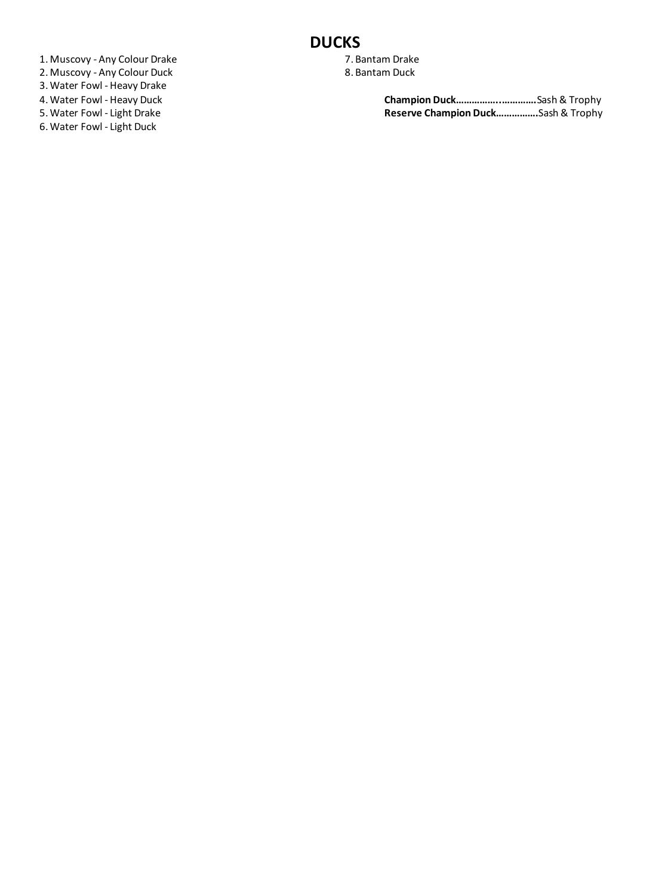# DUCKS

1. Muscovy - Any Colour Drake
2. Muscovy - Any Colour Duck
3. Water Fowl - Heavy Drake
4. Water Fowl - Heavy Duck
5. Water Fowl - Light Drake
6. Water Fowl - Light Duck
7. Bantam Drake
8. Bantam Duck

**Champion Duck……………..…………**Sash & Trophy
**Reserve Champion Duck…………….**Sash & Trophy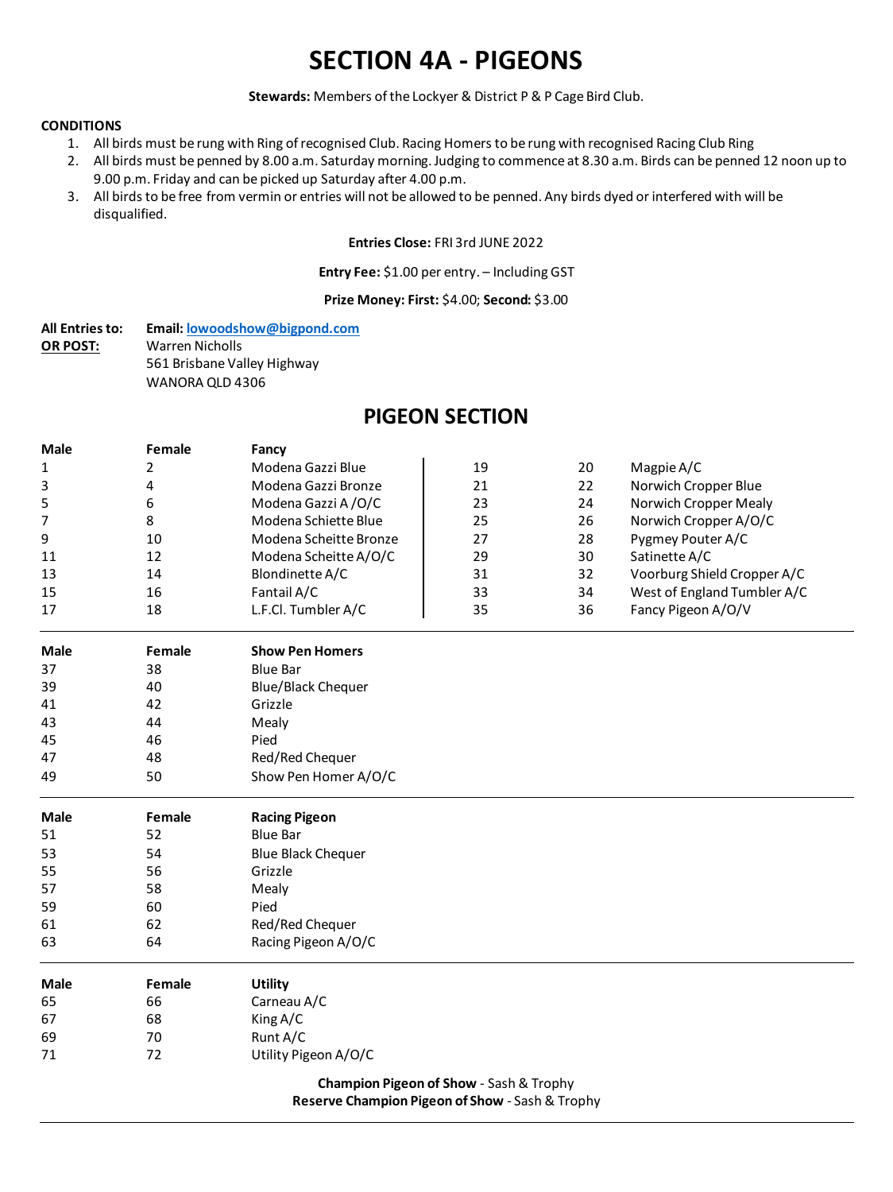# SECTION 4A - PIGEONS

**Stewards:** Members of the Lockyer & District P & P Cage Bird Club.

**CONDITIONS**

1. All birds must be rung with Ring of recognised Club. Racing Homers to be rung with recognised Racing Club Ring
2. All birds must be penned by 8.00 a.m. Saturday morning. Judging to commence at 8.30 a.m. Birds can be penned 12 noon up to 9.00 p.m. Friday and can be picked up Saturday after 4.00 p.m.
3. All birds to be free from vermin or entries will not be allowed to be penned. Any birds dyed or interfered with will be disqualified.

**Entries Close:** FRI 3rd JUNE 2022

**Entry Fee:** $1.00 per entry. – Including GST

**Prize Money: First:** $4.00; **Second:** $3.00

**All Entries to:** **Email: lowoodshow@bigpond.com**
**OR POST:** Warren Nicholls
561 Brisbane Valley Highway
WANORA QLD 4306

## PIGEON SECTION

| Male | Female | Fancy |
|---|---|---|
| 1 | 2 | Modena Gazzi Blue |
| 3 | 4 | Modena Gazzi Bronze |
| 5 | 6 | Modena Gazzi A /O/C |
| 7 | 8 | Modena Schiette Blue |
| 9 | 10 | Modena Scheitte Bronze |
| 11 | 12 | Modena Scheitte A/O/C |
| 13 | 14 | Blondinette A/C |
| 15 | 16 | Fantail A/C |
| 17 | 18 | L.F.Cl. Tumbler A/C |
| 19 | 20 | Magpie A/C |
| 21 | 22 | Norwich Cropper Blue |
| 23 | 24 | Norwich Cropper Mealy |
| 25 | 26 | Norwich Cropper A/O/C |
| 27 | 28 | Pygmey Pouter A/C |
| 29 | 30 | Satinette A/C |
| 31 | 32 | Voorburg Shield Cropper A/C |
| 33 | 34 | West of England Tumbler A/C |
| 35 | 36 | Fancy Pigeon A/O/V |

| Male | Female | Show Pen Homers |
|---|---|---|
| 37 | 38 | Blue Bar |
| 39 | 40 | Blue/Black Chequer |
| 41 | 42 | Grizzle |
| 43 | 44 | Mealy |
| 45 | 46 | Pied |
| 47 | 48 | Red/Red Chequer |
| 49 | 50 | Show Pen Homer A/O/C |

| Male | Female | Racing Pigeon |
|---|---|---|
| 51 | 52 | Blue Bar |
| 53 | 54 | Blue Black Chequer |
| 55 | 56 | Grizzle |
| 57 | 58 | Mealy |
| 59 | 60 | Pied |
| 61 | 62 | Red/Red Chequer |
| 63 | 64 | Racing Pigeon A/O/C |

| Male | Female | Utility |
|---|---|---|
| 65 | 66 | Carneau A/C |
| 67 | 68 | King A/C |
| 69 | 70 | Runt A/C |
| 71 | 72 | Utility Pigeon A/O/C |

**Champion Pigeon of Show** - Sash & Trophy
**Reserve Champion Pigeon of Show** - Sash & Trophy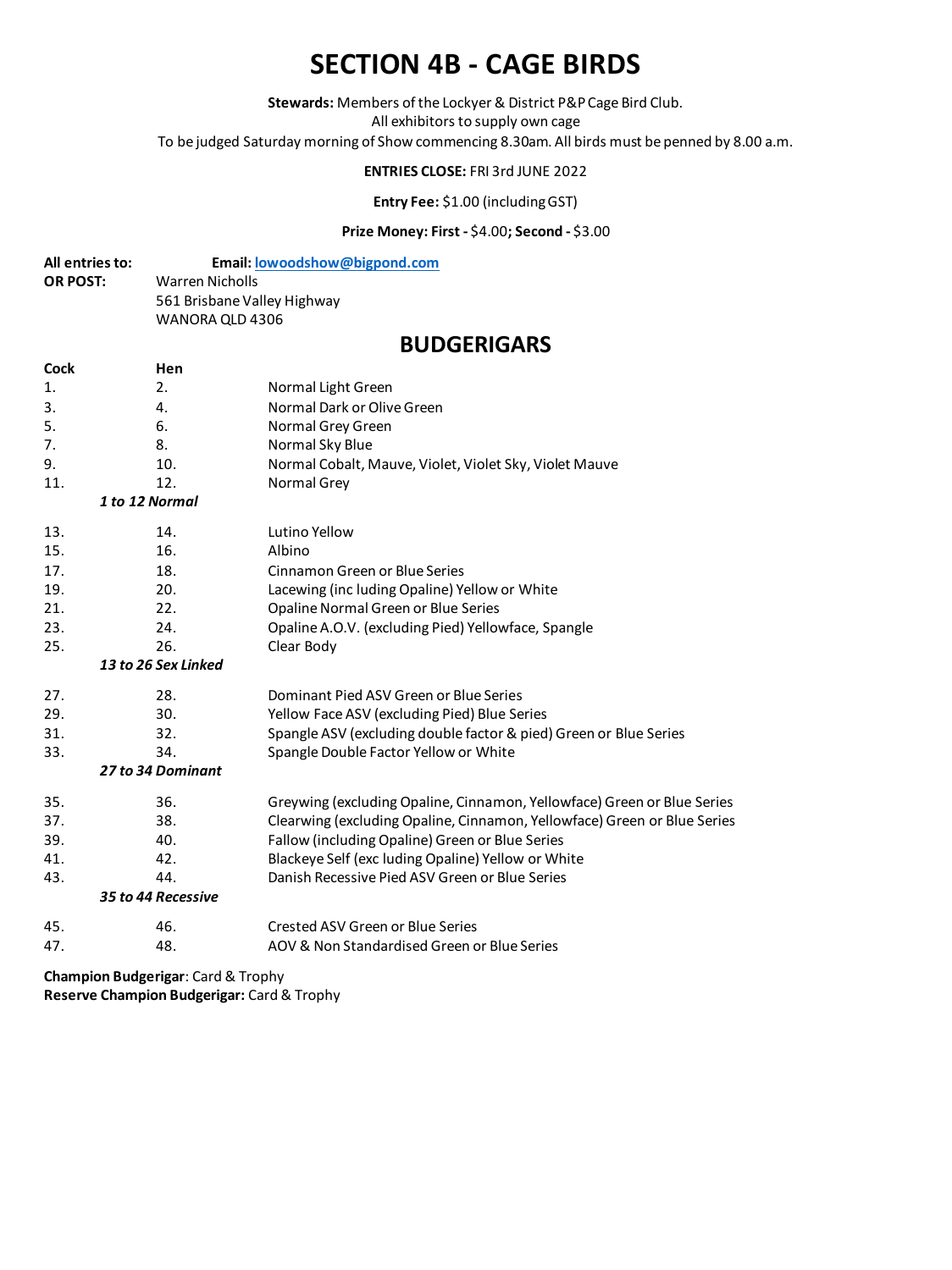# SECTION 4B - CAGE BIRDS

**Stewards:** Members of the Lockyer & District P&P Cage Bird Club.
All exhibitors to supply own cage
To be judged Saturday morning of Show commencing 8.30am. All birds must be penned by 8.00 a.m.

**ENTRIES CLOSE:** FRI 3rd JUNE 2022

**Entry Fee:** $1.00 (including GST)

**Prize Money: First -** $4.00**; Second -** $3.00

**All entries to:** **Email: lowoodshow@bigpond.com**
**OR POST:** Warren Nicholls
561 Brisbane Valley Highway
WANORA QLD 4306

## BUDGERIGARS

| Cock | Hen | |
|---|---|---|
| 1. | 2. | Normal Light Green |
| 3. | 4. | Normal Dark or Olive Green |
| 5. | 6. | Normal Grey Green |
| 7. | 8. | Normal Sky Blue |
| 9. | 10. | Normal Cobalt, Mauve, Violet, Violet Sky, Violet Mauve |
| 11. | 12. | Normal Grey |
| *1 to 12 Normal* | | |
| 13. | 14. | Lutino Yellow |
| 15. | 16. | Albino |
| 17. | 18. | Cinnamon Green or Blue Series |
| 19. | 20. | Lacewing (inc luding Opaline) Yellow or White |
| 21. | 22. | Opaline Normal Green or Blue Series |
| 23. | 24. | Opaline A.O.V. (excluding Pied) Yellowface, Spangle |
| 25. | 26. | Clear Body |
| *13 to 26 Sex Linked* | | |
| 27. | 28. | Dominant Pied ASV Green or Blue Series |
| 29. | 30. | Yellow Face ASV (excluding Pied) Blue Series |
| 31. | 32. | Spangle ASV (excluding double factor & pied) Green or Blue Series |
| 33. | 34. | Spangle Double Factor Yellow or White |
| *27 to 34 Dominant* | | |
| 35. | 36. | Greywing (excluding Opaline, Cinnamon, Yellowface) Green or Blue Series |
| 37. | 38. | Clearwing (excluding Opaline, Cinnamon, Yellowface) Green or Blue Series |
| 39. | 40. | Fallow (including Opaline) Green or Blue Series |
| 41. | 42. | Blackeye Self (exc luding Opaline) Yellow or White |
| 43. | 44. | Danish Recessive Pied ASV Green or Blue Series |
| *35 to 44 Recessive* | | |
| 45. | 46. | Crested ASV Green or Blue Series |
| 47. | 48. | AOV & Non Standardised Green or Blue Series |

**Champion Budgerigar**: Card & Trophy
**Reserve Champion Budgerigar:** Card & Trophy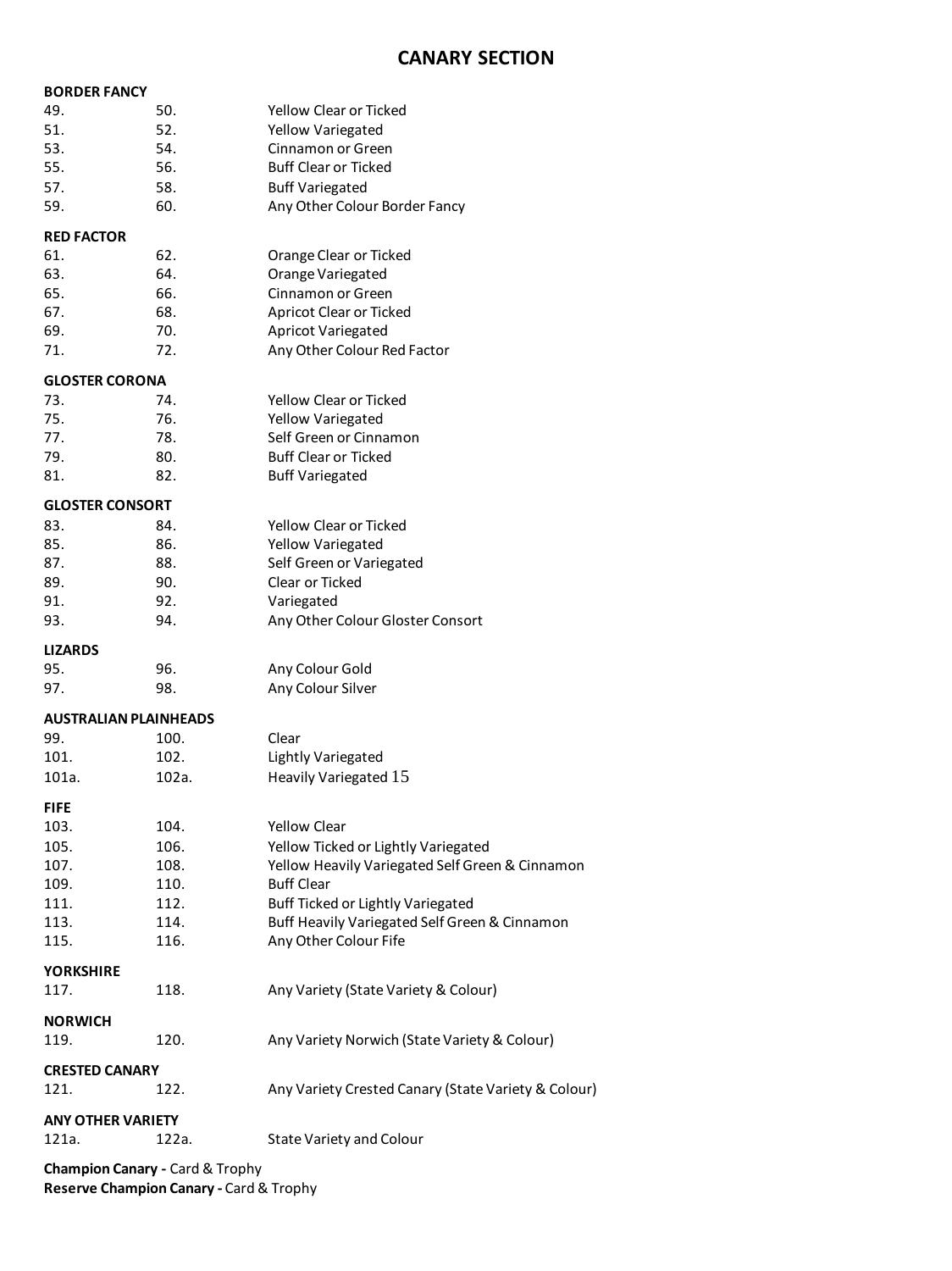# CANARY SECTION

**BORDER FANCY**

| | | |
|---|---|---|
| 49. | 50. | Yellow Clear or Ticked |
| 51. | 52. | Yellow Variegated |
| 53. | 54. | Cinnamon or Green |
| 55. | 56. | Buff Clear or Ticked |
| 57. | 58. | Buff Variegated |
| 59. | 60. | Any Other Colour Border Fancy |

**RED FACTOR**

| | | |
|---|---|---|
| 61. | 62. | Orange Clear or Ticked |
| 63. | 64. | Orange Variegated |
| 65. | 66. | Cinnamon or Green |
| 67. | 68. | Apricot Clear or Ticked |
| 69. | 70. | Apricot Variegated |
| 71. | 72. | Any Other Colour Red Factor |

**GLOSTER CORONA**

| | | |
|---|---|---|
| 73. | 74. | Yellow Clear or Ticked |
| 75. | 76. | Yellow Variegated |
| 77. | 78. | Self Green or Cinnamon |
| 79. | 80. | Buff Clear or Ticked |
| 81. | 82. | Buff Variegated |

**GLOSTER CONSORT**

| | | |
|---|---|---|
| 83. | 84. | Yellow Clear or Ticked |
| 85. | 86. | Yellow Variegated |
| 87. | 88. | Self Green or Variegated |
| 89. | 90. | Clear or Ticked |
| 91. | 92. | Variegated |
| 93. | 94. | Any Other Colour Gloster Consort |

**LIZARDS**

| | | |
|---|---|---|
| 95. | 96. | Any Colour Gold |
| 97. | 98. | Any Colour Silver |

**AUSTRALIAN PLAINHEADS**

| | | |
|---|---|---|
| 99. | 100. | Clear |
| 101. | 102. | Lightly Variegated |
| 101a. | 102a. | Heavily Variegated 15 |

**FIFE**

| | | |
|---|---|---|
| 103. | 104. | Yellow Clear |
| 105. | 106. | Yellow Ticked or Lightly Variegated |
| 107. | 108. | Yellow Heavily Variegated Self Green & Cinnamon |
| 109. | 110. | Buff Clear |
| 111. | 112. | Buff Ticked or Lightly Variegated |
| 113. | 114. | Buff Heavily Variegated Self Green & Cinnamon |
| 115. | 116. | Any Other Colour Fife |

**YORKSHIRE**

| | | |
|---|---|---|
| 117. | 118. | Any Variety (State Variety & Colour) |

**NORWICH**

| | | |
|---|---|---|
| 119. | 120. | Any Variety Norwich (State Variety & Colour) |

**CRESTED CANARY**

| | | |
|---|---|---|
| 121. | 122. | Any Variety Crested Canary (State Variety & Colour) |

**ANY OTHER VARIETY**

| | | |
|---|---|---|
| 121a. | 122a. | State Variety and Colour |

**Champion Canary -** Card & Trophy
**Reserve Champion Canary -** Card & Trophy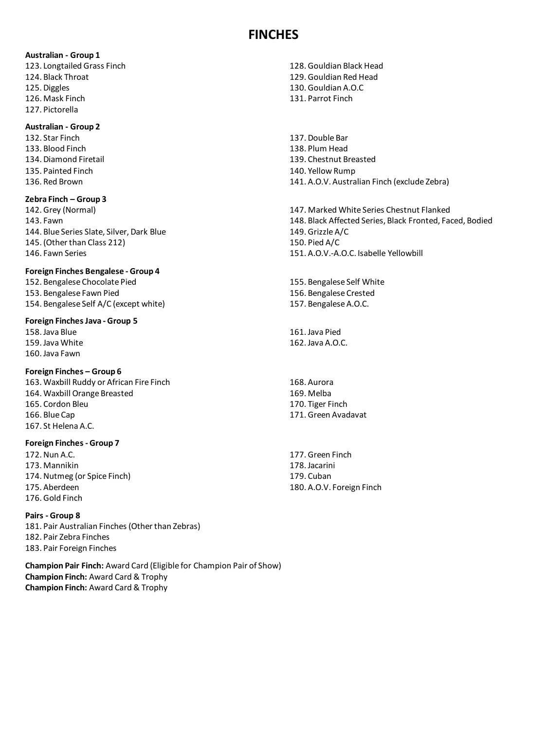# FINCHES

**Australian - Group 1**

123. Longtailed Grass Finch
124. Black Throat
125. Diggles
126. Mask Finch
127. Pictorella
128. Gouldian Black Head
129. Gouldian Red Head
130. Gouldian A.O.C
131. Parrot Finch

**Australian - Group 2**

132. Star Finch
133. Blood Finch
134. Diamond Firetail
135. Painted Finch
136. Red Brown
137. Double Bar
138. Plum Head
139. Chestnut Breasted
140. Yellow Rump
141. A.O.V. Australian Finch (exclude Zebra)

**Zebra Finch – Group 3**

142. Grey (Normal)
143. Fawn
144. Blue Series Slate, Silver, Dark Blue
145. (Other than Class 212)
146. Fawn Series
147. Marked White Series Chestnut Flanked
148. Black Affected Series, Black Fronted, Faced, Bodied
149. Grizzle A/C
150. Pied A/C
151. A.O.V.-A.O.C. Isabelle Yellowbill

**Foreign Finches Bengalese - Group 4**

152. Bengalese Chocolate Pied
153. Bengalese Fawn Pied
154. Bengalese Self A/C (except white)
155. Bengalese Self White
156. Bengalese Crested
157. Bengalese A.O.C.

**Foreign Finches Java - Group 5**

158. Java Blue
159. Java White
160. Java Fawn
161. Java Pied
162. Java A.O.C.

**Foreign Finches – Group 6**

163. Waxbill Ruddy or African Fire Finch
164. Waxbill Orange Breasted
165. Cordon Bleu
166. Blue Cap
167. St Helena A.C.
168. Aurora
169. Melba
170. Tiger Finch
171. Green Avadavat

**Foreign Finches - Group 7**

172. Nun A.C.
173. Mannikin
174. Nutmeg (or Spice Finch)
175. Aberdeen
176. Gold Finch
177. Green Finch
178. Jacarini
179. Cuban
180. A.O.V. Foreign Finch

**Pairs - Group 8**

181. Pair Australian Finches (Other than Zebras)
182. Pair Zebra Finches
183. Pair Foreign Finches

**Champion Pair Finch:** Award Card (Eligible for Champion Pair of Show)
**Champion Finch:** Award Card & Trophy
**Champion Finch:** Award Card & Trophy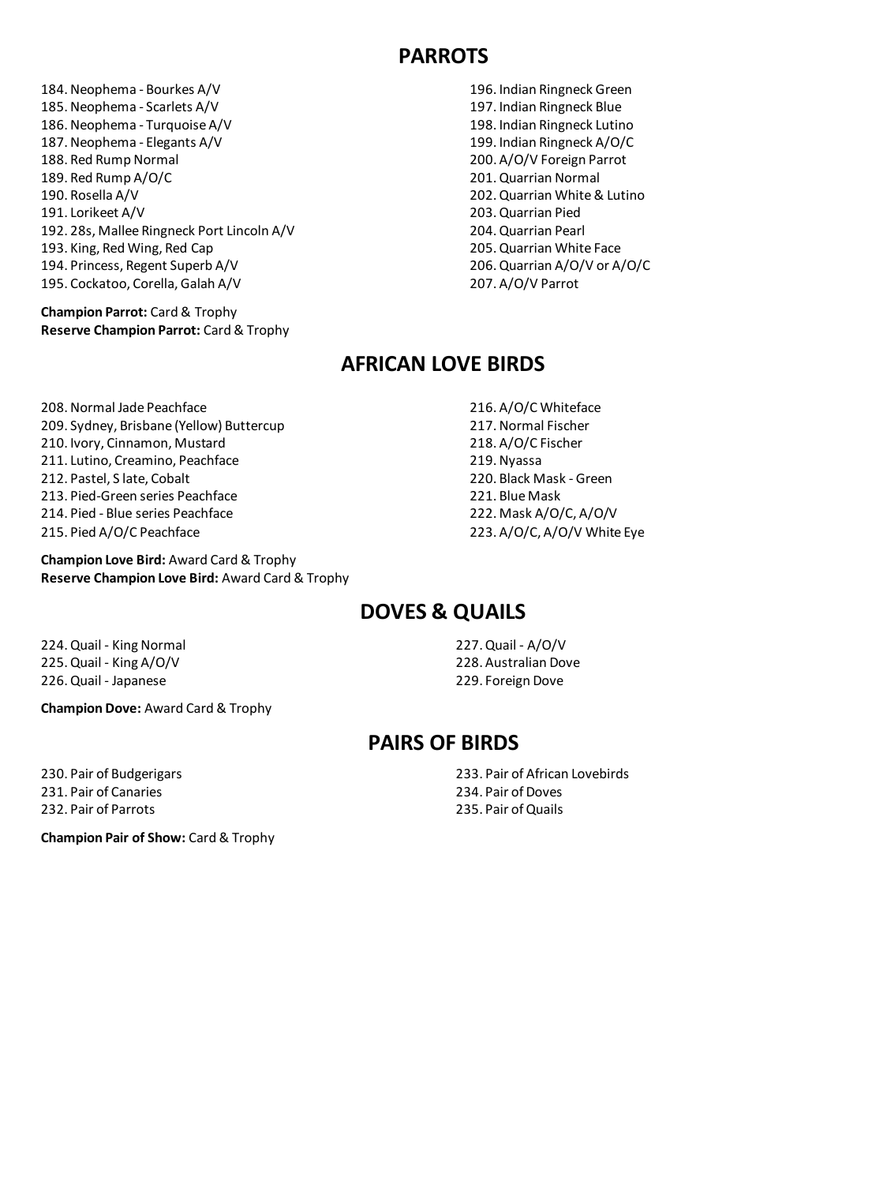## PARROTS

184. Neophema - Bourkes A/V
185. Neophema - Scarlets A/V
186. Neophema - Turquoise A/V
187. Neophema - Elegants A/V
188. Red Rump Normal
189. Red Rump A/O/C
190. Rosella A/V
191. Lorikeet A/V
192. 28s, Mallee Ringneck Port Lincoln A/V
193. King, Red Wing, Red Cap
194. Princess, Regent Superb A/V
195. Cockatoo, Corella, Galah A/V
196. Indian Ringneck Green
197. Indian Ringneck Blue
198. Indian Ringneck Lutino
199. Indian Ringneck A/O/C
200. A/O/V Foreign Parrot
201. Quarrian Normal
202. Quarrian White & Lutino
203. Quarrian Pied
204. Quarrian Pearl
205. Quarrian White Face
206. Quarrian A/O/V or A/O/C
207. A/O/V Parrot

**Champion Parrot:** Card & Trophy
**Reserve Champion Parrot:** Card & Trophy

## AFRICAN LOVE BIRDS

208. Normal Jade Peachface
209. Sydney, Brisbane (Yellow) Buttercup
210. Ivory, Cinnamon, Mustard
211. Lutino, Creamino, Peachface
212. Pastel, S late, Cobalt
213. Pied-Green series Peachface
214. Pied - Blue series Peachface
215. Pied A/O/C Peachface
216. A/O/C Whiteface
217. Normal Fischer
218. A/O/C Fischer
219. Nyassa
220. Black Mask - Green
221. Blue Mask
222. Mask A/O/C, A/O/V
223. A/O/C, A/O/V White Eye

**Champion Love Bird:** Award Card & Trophy
**Reserve Champion Love Bird:** Award Card & Trophy

## DOVES & QUAILS

224. Quail - King Normal
225. Quail - King A/O/V
226. Quail - Japanese
227. Quail - A/O/V
228. Australian Dove
229. Foreign Dove

**Champion Dove:** Award Card & Trophy

## PAIRS OF BIRDS

230. Pair of Budgerigars
231. Pair of Canaries
232. Pair of Parrots
233. Pair of African Lovebirds
234. Pair of Doves
235. Pair of Quails

**Champion Pair of Show:** Card & Trophy